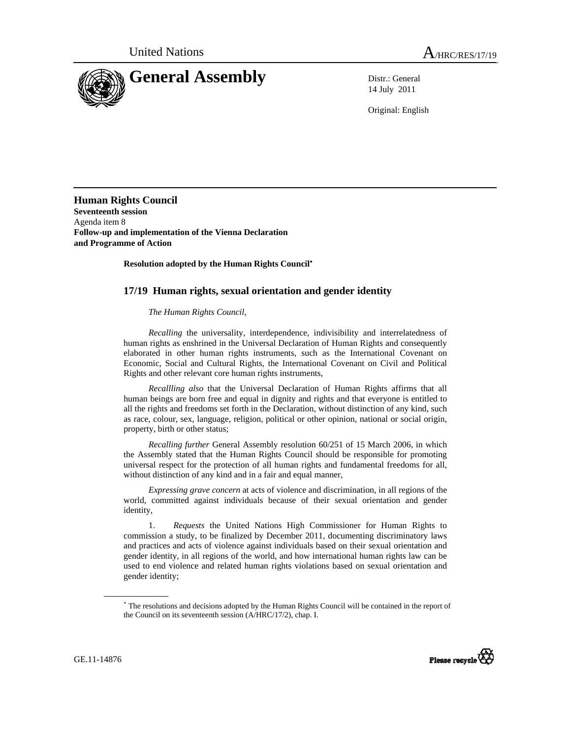United Nations

A/HRC/RES/17/19

# General Assembly

Distr.: General
14 July 2011

Original: English

**Human Rights Council**
**Seventeenth session**
Agenda item 8
**Follow-up and implementation of the Vienna Declaration and Programme of Action**

**Resolution adopted by the Human Rights Council*** 

## 17/19 Human rights, sexual orientation and gender identity

*The Human Rights Council*,

*Recalling* the universality, interdependence, indivisibility and interrelatedness of human rights as enshrined in the Universal Declaration of Human Rights and consequently elaborated in other human rights instruments, such as the International Covenant on Economic, Social and Cultural Rights, the International Covenant on Civil and Political Rights and other relevant core human rights instruments,

*Recallling also* that the Universal Declaration of Human Rights affirms that all human beings are born free and equal in dignity and rights and that everyone is entitled to all the rights and freedoms set forth in the Declaration, without distinction of any kind, such as race, colour, sex, language, religion, political or other opinion, national or social origin, property, birth or other status;

*Recalling further* General Assembly resolution 60/251 of 15 March 2006, in which the Assembly stated that the Human Rights Council should be responsible for promoting universal respect for the protection of all human rights and fundamental freedoms for all, without distinction of any kind and in a fair and equal manner,

*Expressing grave concern* at acts of violence and discrimination, in all regions of the world, committed against individuals because of their sexual orientation and gender identity,

1. *Requests* the United Nations High Commissioner for Human Rights to commission a study, to be finalized by December 2011, documenting discriminatory laws and practices and acts of violence against individuals based on their sexual orientation and gender identity, in all regions of the world, and how international human rights law can be used to end violence and related human rights violations based on sexual orientation and gender identity;

\* The resolutions and decisions adopted by the Human Rights Council will be contained in the report of the Council on its seventeenth session (A/HRC/17/2), chap. I.

GE.11-14876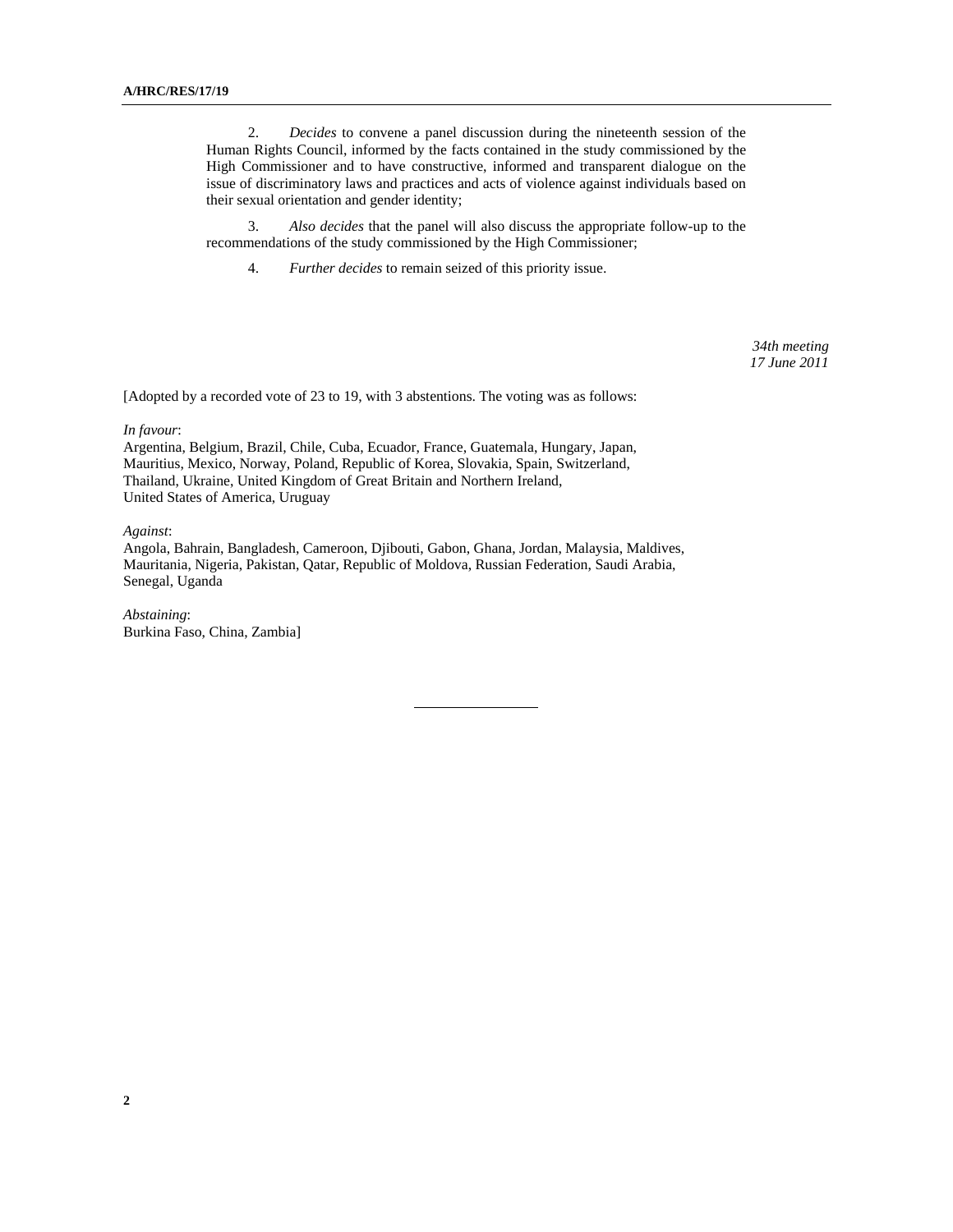2. *Decides* to convene a panel discussion during the nineteenth session of the Human Rights Council, informed by the facts contained in the study commissioned by the High Commissioner and to have constructive, informed and transparent dialogue on the issue of discriminatory laws and practices and acts of violence against individuals based on their sexual orientation and gender identity;

3. *Also decides* that the panel will also discuss the appropriate follow-up to the recommendations of the study commissioned by the High Commissioner;

4. *Further decides* to remain seized of this priority issue.

*34th meeting*
*17 June 2011*

[Adopted by a recorded vote of 23 to 19, with 3 abstentions. The voting was as follows:

*In favour*:
Argentina, Belgium, Brazil, Chile, Cuba, Ecuador, France, Guatemala, Hungary, Japan, Mauritius, Mexico, Norway, Poland, Republic of Korea, Slovakia, Spain, Switzerland, Thailand, Ukraine, United Kingdom of Great Britain and Northern Ireland, United States of America, Uruguay

*Against*:
Angola, Bahrain, Bangladesh, Cameroon, Djibouti, Gabon, Ghana, Jordan, Malaysia, Maldives, Mauritania, Nigeria, Pakistan, Qatar, Republic of Moldova, Russian Federation, Saudi Arabia, Senegal, Uganda

*Abstaining*:
Burkina Faso, China, Zambia]